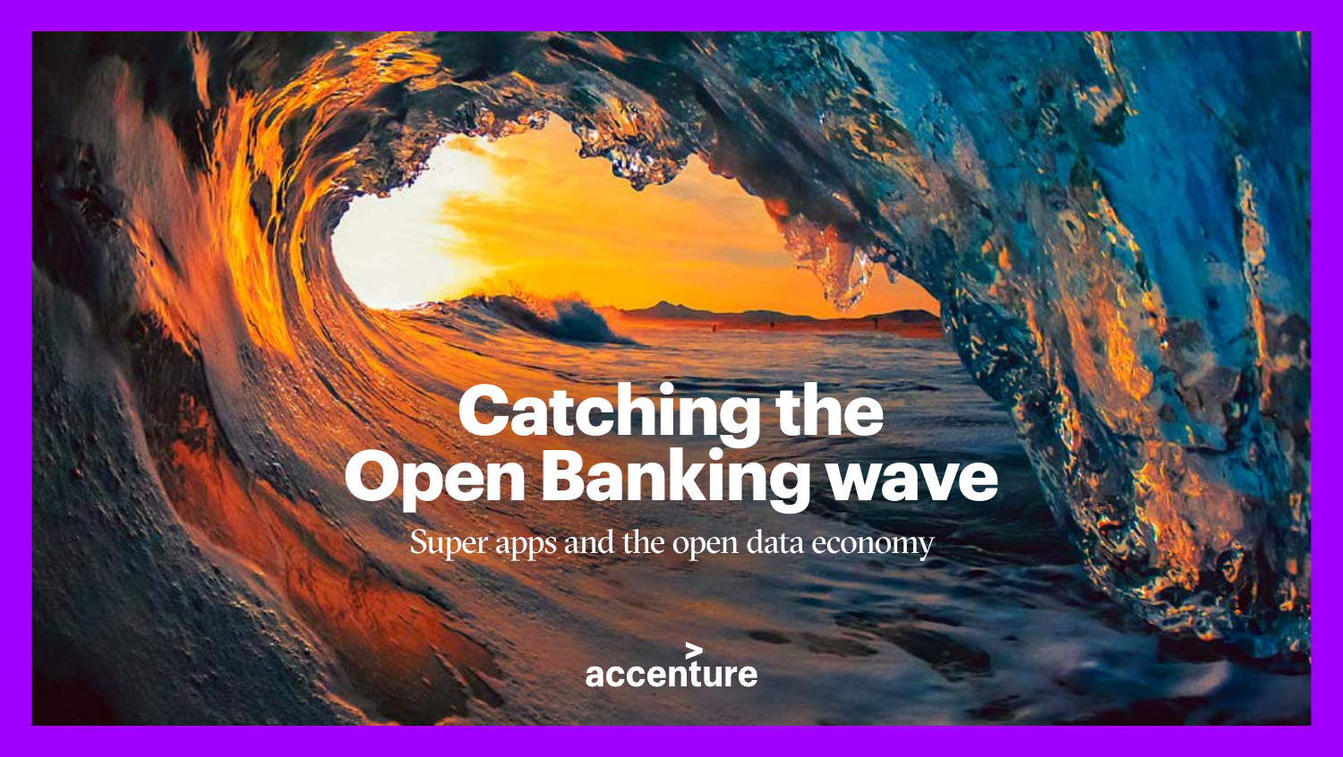# Catching the Open Banking wave

Super apps and the open data economy

accenture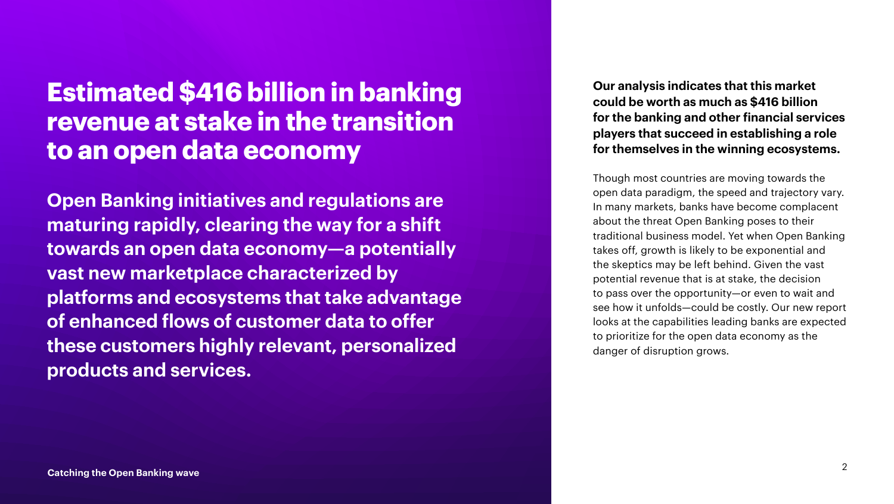# Estimated $416 billion in banking revenue at stake in the transition to an open data economy

**Open Banking initiatives and regulations are maturing rapidly, clearing the way for a shift towards an open data economy—a potentially vast new marketplace characterized by platforms and ecosystems that take advantage of enhanced flows of customer data to offer these customers highly relevant, personalized products and services.**

**Our analysis indicates that this market could be worth as much as $416 billion for the banking and other financial services players that succeed in establishing a role for themselves in the winning ecosystems.**

Though most countries are moving towards the open data paradigm, the speed and trajectory vary. In many markets, banks have become complacent about the threat Open Banking poses to their traditional business model. Yet when Open Banking takes off, growth is likely to be exponential and the skeptics may be left behind. Given the vast potential revenue that is at stake, the decision to pass over the opportunity—or even to wait and see how it unfolds—could be costly. Our new report looks at the capabilities leading banks are expected to prioritize for the open data economy as the danger of disruption grows.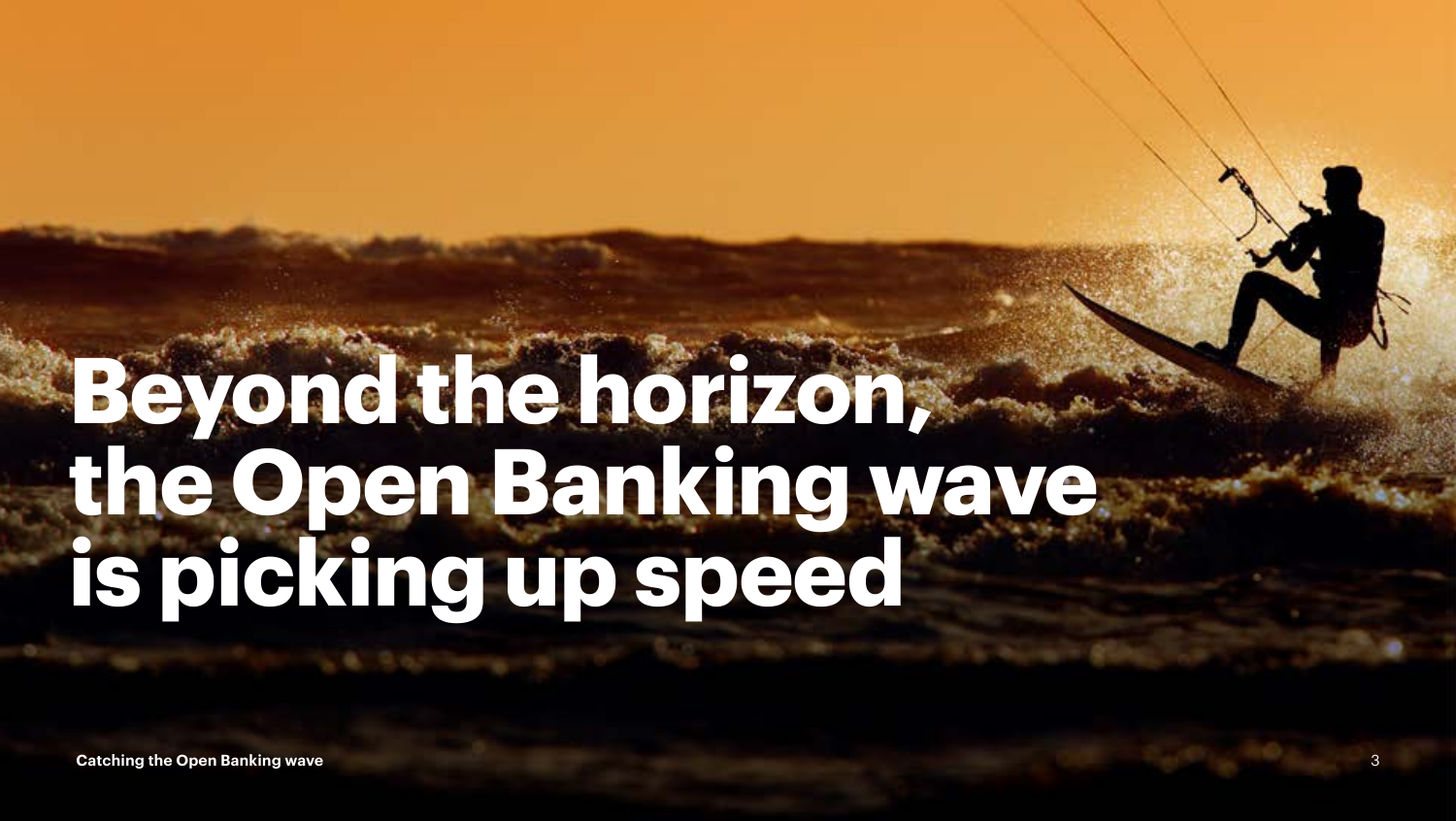# Beyond the horizon, the Open Banking wave is picking up speed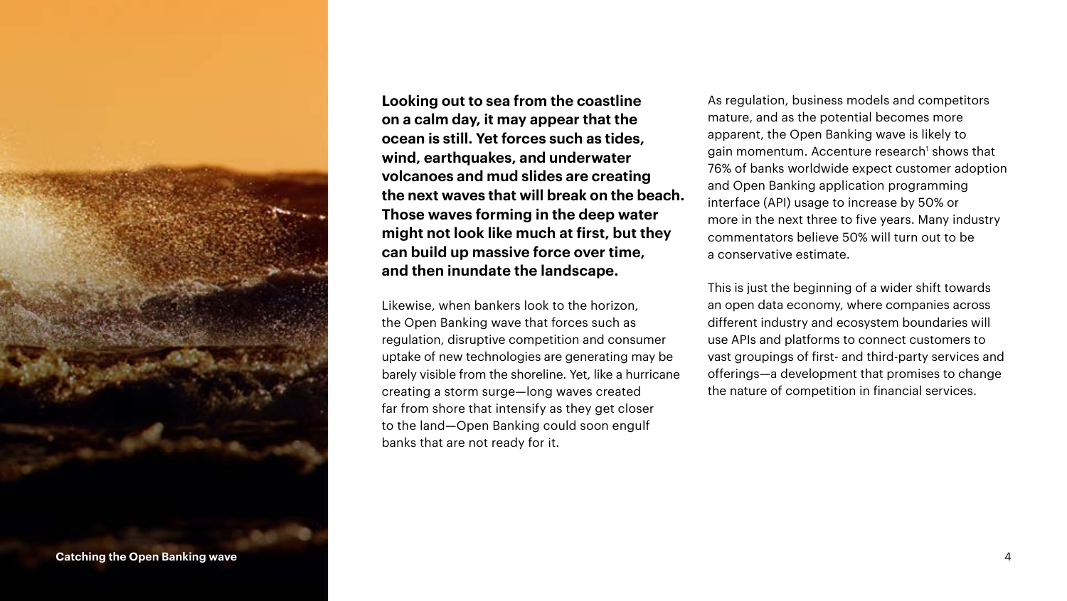**Looking out to sea from the coastline on a calm day, it may appear that the ocean is still. Yet forces such as tides, wind, earthquakes, and underwater volcanoes and mud slides are creating the next waves that will break on the beach. Those waves forming in the deep water might not look like much at first, but they can build up massive force over time, and then inundate the landscape.**

Likewise, when bankers look to the horizon, the Open Banking wave that forces such as regulation, disruptive competition and consumer uptake of new technologies are generating may be barely visible from the shoreline. Yet, like a hurricane creating a storm surge—long waves created far from shore that intensify as they get closer to the land—Open Banking could soon engulf banks that are not ready for it.

As regulation, business models and competitors mature, and as the potential becomes more apparent, the Open Banking wave is likely to gain momentum. Accenture research[1] shows that 76% of banks worldwide expect customer adoption and Open Banking application programming interface (API) usage to increase by 50% or more in the next three to five years. Many industry commentators believe 50% will turn out to be a conservative estimate.

This is just the beginning of a wider shift towards an open data economy, where companies across different industry and ecosystem boundaries will use APIs and platforms to connect customers to vast groupings of first- and third-party services and offerings—a development that promises to change the nature of competition in financial services.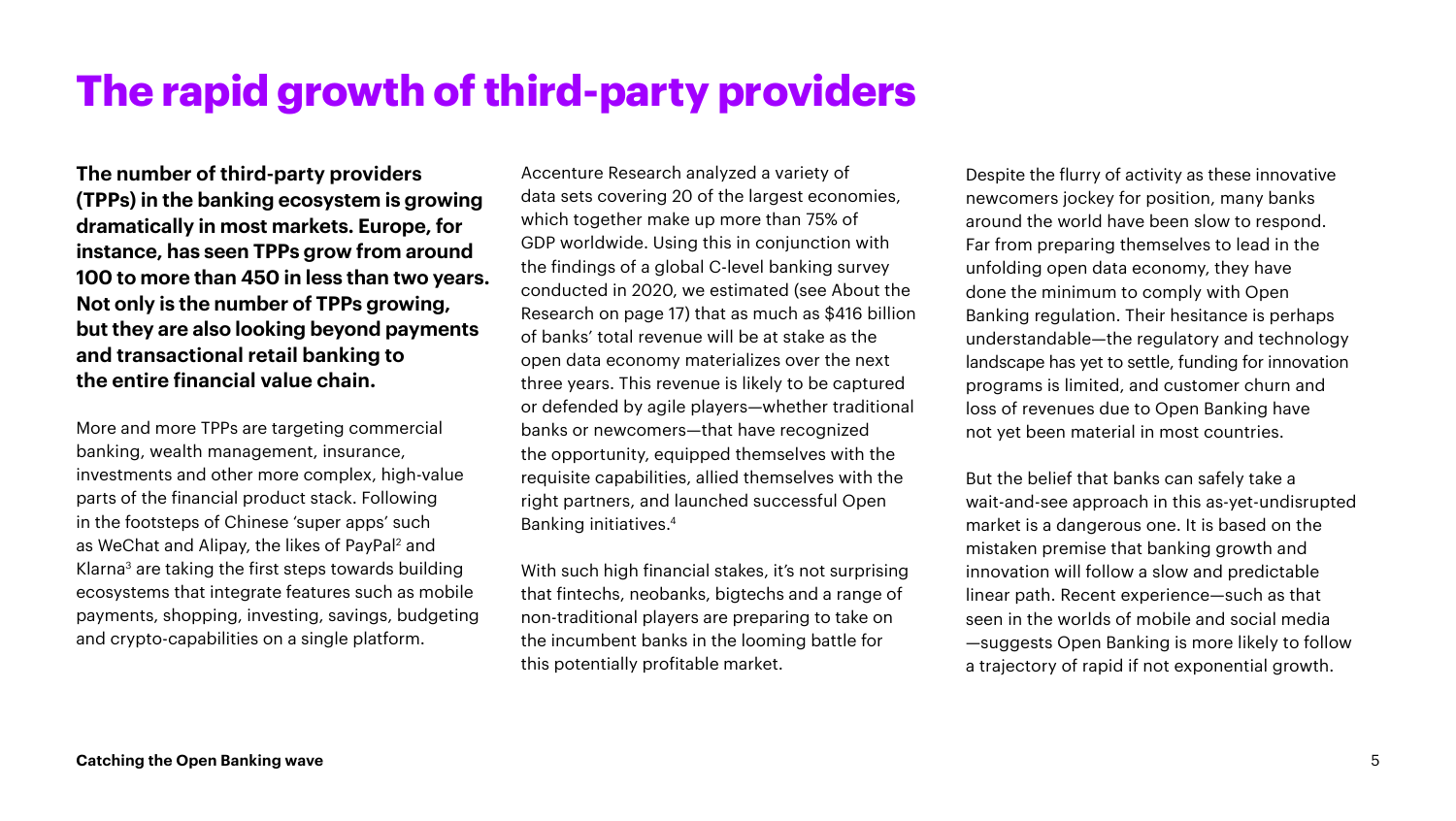# The rapid growth of third-party providers

**The number of third-party providers (TPPs) in the banking ecosystem is growing dramatically in most markets. Europe, for instance, has seen TPPs grow from around 100 to more than 450 in less than two years. Not only is the number of TPPs growing, but they are also looking beyond payments and transactional retail banking to the entire financial value chain.**

More and more TPPs are targeting commercial banking, wealth management, insurance, investments and other more complex, high-value parts of the financial product stack. Following in the footsteps of Chinese 'super apps' such as WeChat and Alipay, the likes of PayPal[2] and Klarna[3] are taking the first steps towards building ecosystems that integrate features such as mobile payments, shopping, investing, savings, budgeting and crypto-capabilities on a single platform.

Accenture Research analyzed a variety of data sets covering 20 of the largest economies, which together make up more than 75% of GDP worldwide. Using this in conjunction with the findings of a global C-level banking survey conducted in 2020, we estimated (see About the Research on page 17) that as much as $416 billion of banks' total revenue will be at stake as the open data economy materializes over the next three years. This revenue is likely to be captured or defended by agile players—whether traditional banks or newcomers—that have recognized the opportunity, equipped themselves with the requisite capabilities, allied themselves with the right partners, and launched successful Open Banking initiatives.[4]

With such high financial stakes, it's not surprising that fintechs, neobanks, bigtechs and a range of non-traditional players are preparing to take on the incumbent banks in the looming battle for this potentially profitable market.

Despite the flurry of activity as these innovative newcomers jockey for position, many banks around the world have been slow to respond. Far from preparing themselves to lead in the unfolding open data economy, they have done the minimum to comply with Open Banking regulation. Their hesitance is perhaps understandable—the regulatory and technology landscape has yet to settle, funding for innovation programs is limited, and customer churn and loss of revenues due to Open Banking have not yet been material in most countries.

But the belief that banks can safely take a wait-and-see approach in this as-yet-undisrupted market is a dangerous one. It is based on the mistaken premise that banking growth and innovation will follow a slow and predictable linear path. Recent experience—such as that seen in the worlds of mobile and social media —suggests Open Banking is more likely to follow a trajectory of rapid if not exponential growth.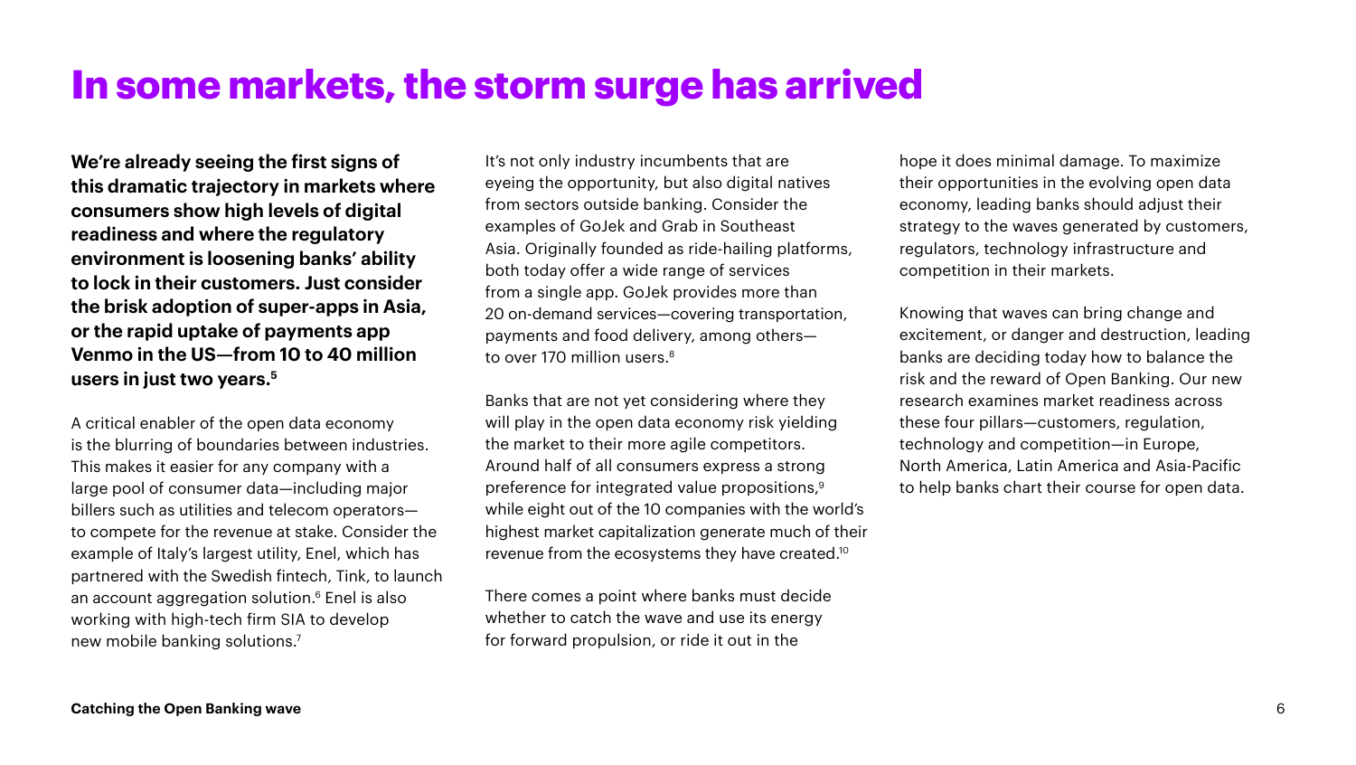# In some markets, the storm surge has arrived

**We're already seeing the first signs of this dramatic trajectory in markets where consumers show high levels of digital readiness and where the regulatory environment is loosening banks' ability to lock in their customers. Just consider the brisk adoption of super-apps in Asia, or the rapid uptake of payments app Venmo in the US—from 10 to 40 million users in just two years.[5]**

A critical enabler of the open data economy is the blurring of boundaries between industries. This makes it easier for any company with a large pool of consumer data—including major billers such as utilities and telecom operators—to compete for the revenue at stake. Consider the example of Italy's largest utility, Enel, which has partnered with the Swedish fintech, Tink, to launch an account aggregation solution.[6] Enel is also working with high-tech firm SIA to develop new mobile banking solutions.[7]

It's not only industry incumbents that are eyeing the opportunity, but also digital natives from sectors outside banking. Consider the examples of GoJek and Grab in Southeast Asia. Originally founded as ride-hailing platforms, both today offer a wide range of services from a single app. GoJek provides more than 20 on-demand services—covering transportation, payments and food delivery, among others—to over 170 million users.[8]

Banks that are not yet considering where they will play in the open data economy risk yielding the market to their more agile competitors. Around half of all consumers express a strong preference for integrated value propositions,[9] while eight out of the 10 companies with the world's highest market capitalization generate much of their revenue from the ecosystems they have created.[10]

There comes a point where banks must decide whether to catch the wave and use its energy for forward propulsion, or ride it out in the hope it does minimal damage. To maximize their opportunities in the evolving open data economy, leading banks should adjust their strategy to the waves generated by customers, regulators, technology infrastructure and competition in their markets.

Knowing that waves can bring change and excitement, or danger and destruction, leading banks are deciding today how to balance the risk and the reward of Open Banking. Our new research examines market readiness across these four pillars—customers, regulation, technology and competition—in Europe, North America, Latin America and Asia-Pacific to help banks chart their course for open data.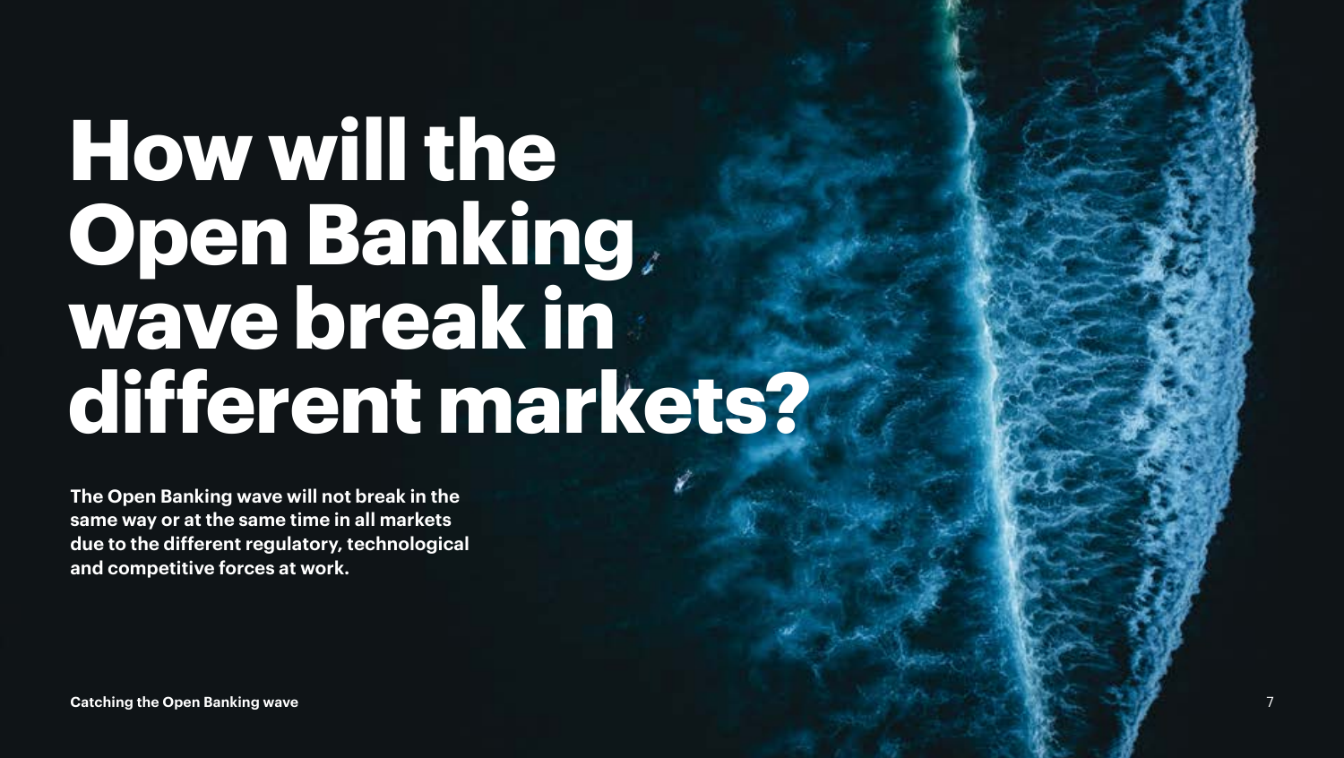# How will the Open Banking wave break in different markets?

**The Open Banking wave will not break in the same way or at the same time in all markets due to the different regulatory, technological and competitive forces at work.**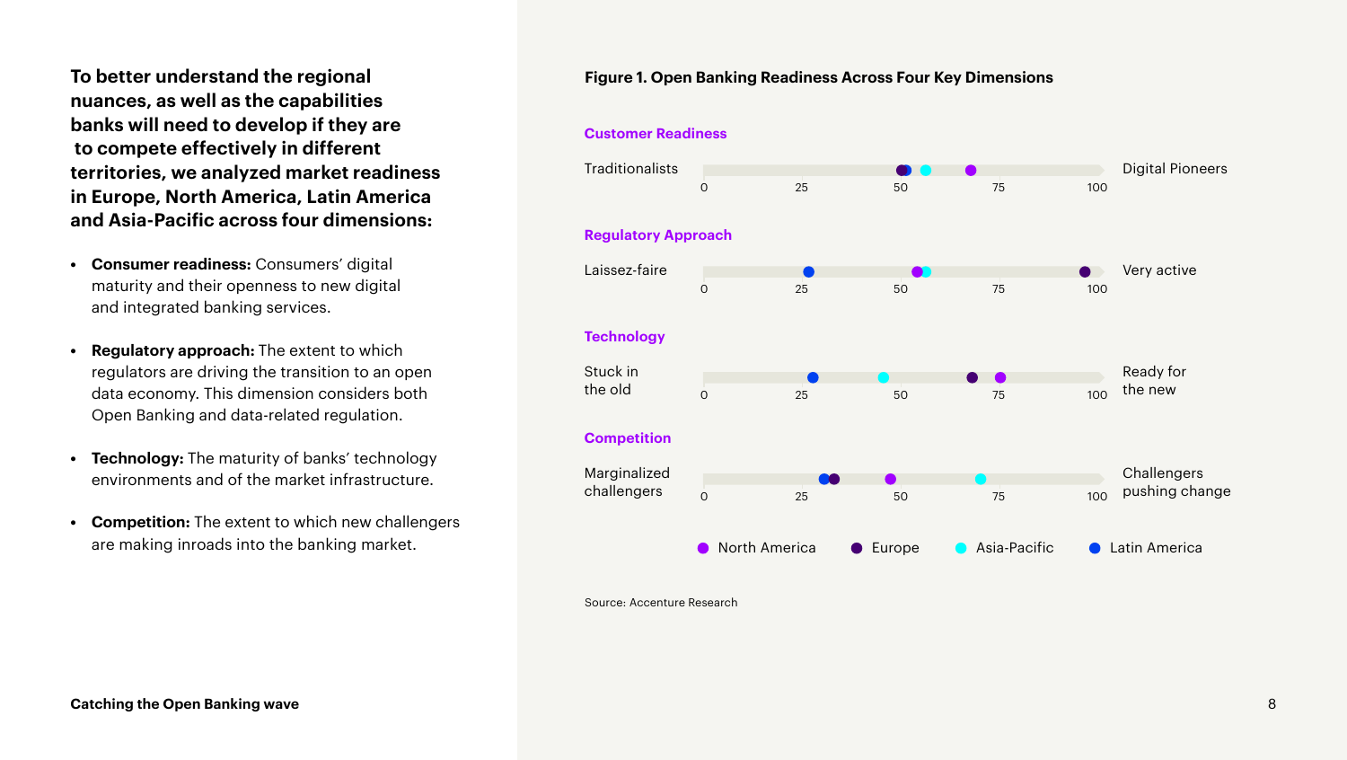**To better understand the regional nuances, as well as the capabilities banks will need to develop if they are to compete effectively in different territories, we analyzed market readiness in Europe, North America, Latin America and Asia-Pacific across four dimensions:**

- **Consumer readiness:** Consumers' digital maturity and their openness to new digital and integrated banking services.
- **Regulatory approach:** The extent to which regulators are driving the transition to an open data economy. This dimension considers both Open Banking and data-related regulation.
- **Technology:** The maturity of banks' technology environments and of the market infrastructure.
- **Competition:** The extent to which new challengers are making inroads into the banking market.

**Figure 1. Open Banking Readiness Across Four Key Dimensions**

**Customer Readiness**

Traditionalists — 0 — 25 — 50 — 75 — 100 — Digital Pioneers

**Regulatory Approach**

Laissez-faire — 0 — 25 — 50 — 75 — 100 — Very active

**Technology**

Stuck in the old — 0 — 25 — 50 — 75 — 100 — Ready for the new

**Competition**

Marginalized challengers — 0 — 25 — 50 — 75 — 100 — Challengers pushing change

North America | Europe | Asia-Pacific | Latin America

Source: Accenture Research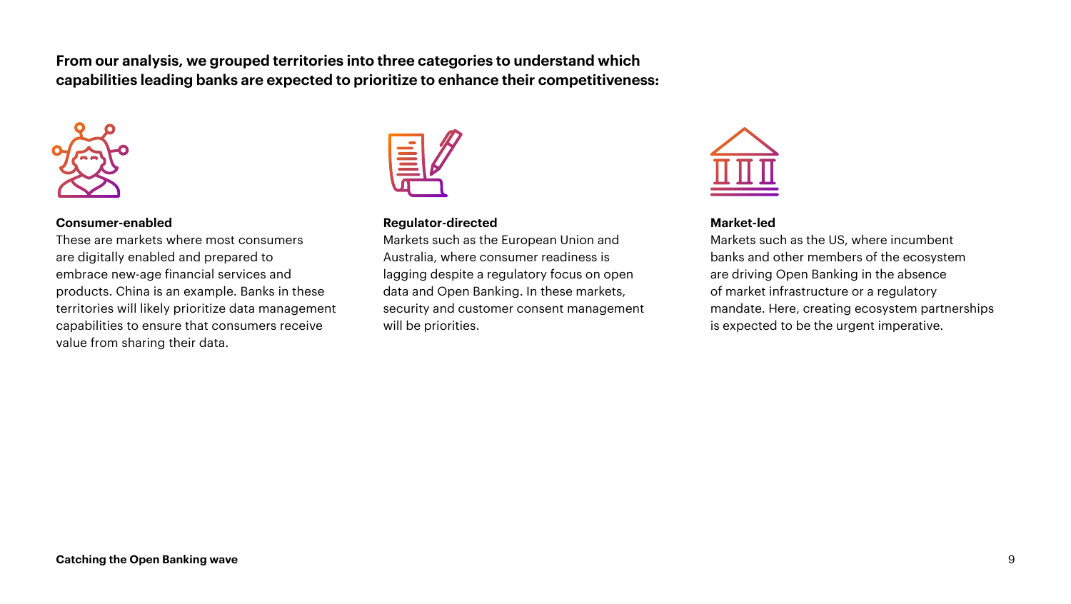**From our analysis, we grouped territories into three categories to understand which capabilities leading banks are expected to prioritize to enhance their competitiveness:**

**Consumer-enabled**
These are markets where most consumers are digitally enabled and prepared to embrace new-age financial services and products. China is an example. Banks in these territories will likely prioritize data management capabilities to ensure that consumers receive value from sharing their data.

**Regulator-directed**
Markets such as the European Union and Australia, where consumer readiness is lagging despite a regulatory focus on open data and Open Banking. In these markets, security and customer consent management will be priorities.

**Market-led**
Markets such as the US, where incumbent banks and other members of the ecosystem are driving Open Banking in the absence of market infrastructure or a regulatory mandate. Here, creating ecosystem partnerships is expected to be the urgent imperative.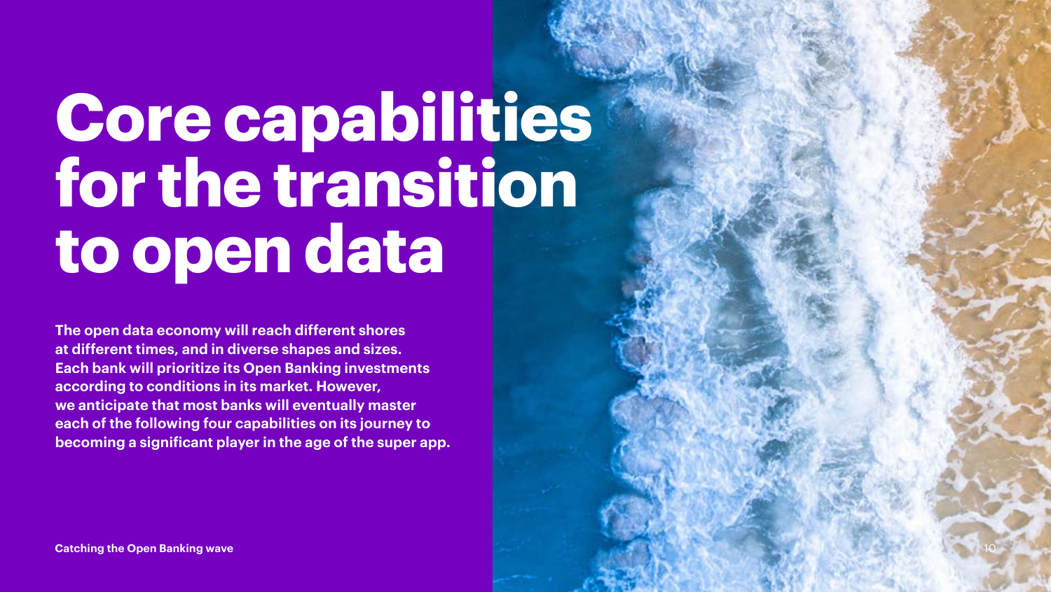# Core capabilities for the transition to open data

**The open data economy will reach different shores at different times, and in diverse shapes and sizes. Each bank will prioritize its Open Banking investments according to conditions in its market. However, we anticipate that most banks will eventually master each of the following four capabilities on its journey to becoming a significant player in the age of the super app.**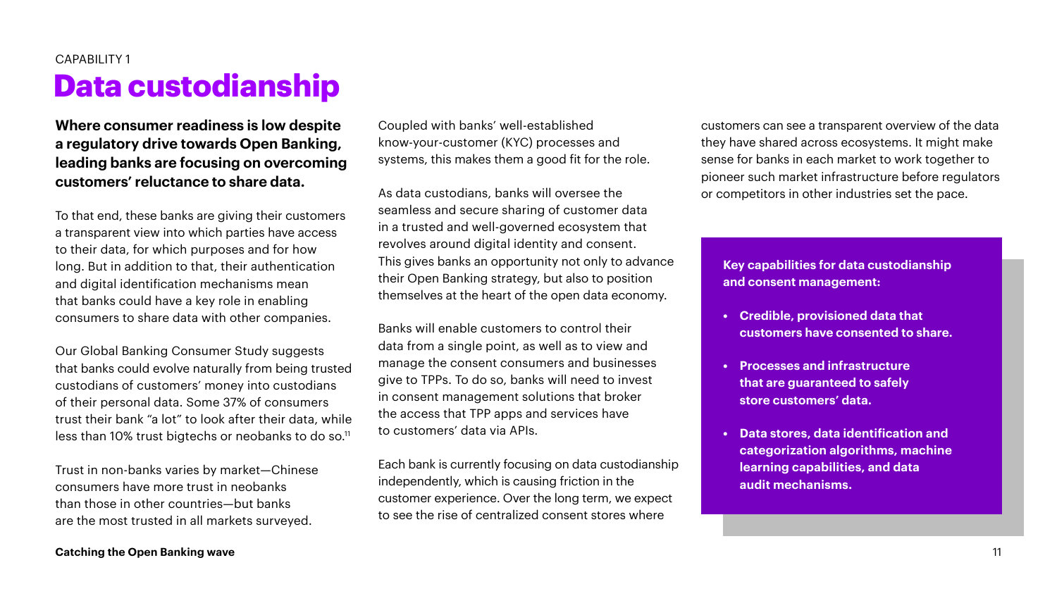CAPABILITY 1

# Data custodianship

**Where consumer readiness is low despite a regulatory drive towards Open Banking, leading banks are focusing on overcoming customers' reluctance to share data.**

To that end, these banks are giving their customers a transparent view into which parties have access to their data, for which purposes and for how long. But in addition to that, their authentication and digital identification mechanisms mean that banks could have a key role in enabling consumers to share data with other companies.

Our Global Banking Consumer Study suggests that banks could evolve naturally from being trusted custodians of customers' money into custodians of their personal data. Some 37% of consumers trust their bank "a lot" to look after their data, while less than 10% trust bigtechs or neobanks to do so.[11]

Trust in non-banks varies by market—Chinese consumers have more trust in neobanks than those in other countries—but banks are the most trusted in all markets surveyed.

Coupled with banks' well-established know-your-customer (KYC) processes and systems, this makes them a good fit for the role.

As data custodians, banks will oversee the seamless and secure sharing of customer data in a trusted and well-governed ecosystem that revolves around digital identity and consent. This gives banks an opportunity not only to advance their Open Banking strategy, but also to position themselves at the heart of the open data economy.

Banks will enable customers to control their data from a single point, as well as to view and manage the consent consumers and businesses give to TPPs. To do so, banks will need to invest in consent management solutions that broker the access that TPP apps and services have to customers' data via APIs.

Each bank is currently focusing on data custodianship independently, which is causing friction in the customer experience. Over the long term, we expect to see the rise of centralized consent stores where customers can see a transparent overview of the data they have shared across ecosystems. It might make sense for banks in each market to work together to pioneer such market infrastructure before regulators or competitors in other industries set the pace.

**Key capabilities for data custodianship and consent management:**

- **Credible, provisioned data that customers have consented to share.**
- **Processes and infrastructure that are guaranteed to safely store customers' data.**
- **Data stores, data identification and categorization algorithms, machine learning capabilities, and data audit mechanisms.**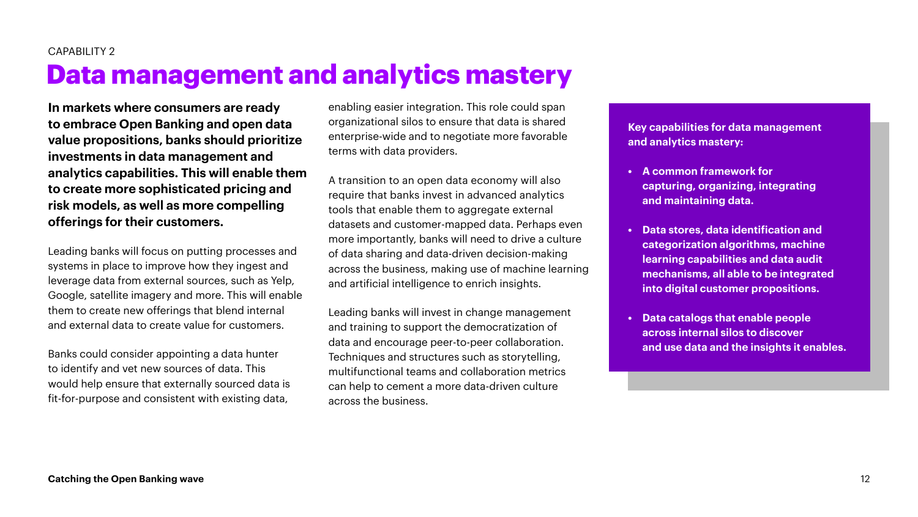CAPABILITY 2

# Data management and analytics mastery

**In markets where consumers are ready to embrace Open Banking and open data value propositions, banks should prioritize investments in data management and analytics capabilities. This will enable them to create more sophisticated pricing and risk models, as well as more compelling offerings for their customers.**

Leading banks will focus on putting processes and systems in place to improve how they ingest and leverage data from external sources, such as Yelp, Google, satellite imagery and more. This will enable them to create new offerings that blend internal and external data to create value for customers.

Banks could consider appointing a data hunter to identify and vet new sources of data. This would help ensure that externally sourced data is fit-for-purpose and consistent with existing data, enabling easier integration. This role could span organizational silos to ensure that data is shared enterprise-wide and to negotiate more favorable terms with data providers.

A transition to an open data economy will also require that banks invest in advanced analytics tools that enable them to aggregate external datasets and customer-mapped data. Perhaps even more importantly, banks will need to drive a culture of data sharing and data-driven decision-making across the business, making use of machine learning and artificial intelligence to enrich insights.

Leading banks will invest in change management and training to support the democratization of data and encourage peer-to-peer collaboration. Techniques and structures such as storytelling, multifunctional teams and collaboration metrics can help to cement a more data-driven culture across the business.

**Key capabilities for data management and analytics mastery:**

- **A common framework for capturing, organizing, integrating and maintaining data.**
- **Data stores, data identification and categorization algorithms, machine learning capabilities and data audit mechanisms, all able to be integrated into digital customer propositions.**
- **Data catalogs that enable people across internal silos to discover and use data and the insights it enables.**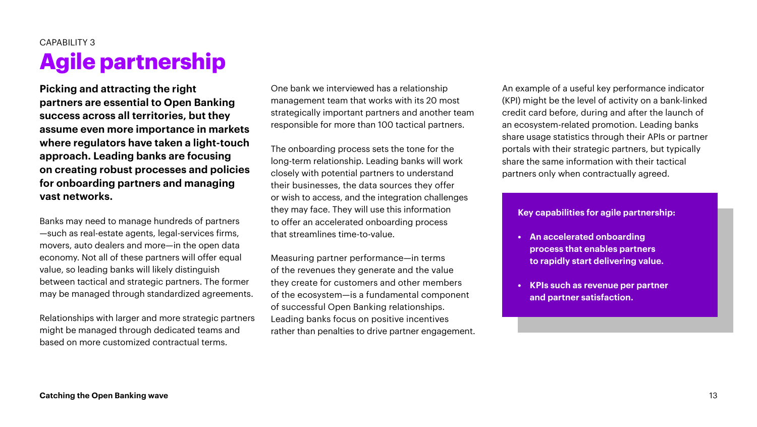CAPABILITY 3

# Agile partnership

**Picking and attracting the right partners are essential to Open Banking success across all territories, but they assume even more importance in markets where regulators have taken a light-touch approach. Leading banks are focusing on creating robust processes and policies for onboarding partners and managing vast networks.**

Banks may need to manage hundreds of partners—such as real-estate agents, legal-services firms, movers, auto dealers and more—in the open data economy. Not all of these partners will offer equal value, so leading banks will likely distinguish between tactical and strategic partners. The former may be managed through standardized agreements.

Relationships with larger and more strategic partners might be managed through dedicated teams and based on more customized contractual terms.

One bank we interviewed has a relationship management team that works with its 20 most strategically important partners and another team responsible for more than 100 tactical partners.

The onboarding process sets the tone for the long-term relationship. Leading banks will work closely with potential partners to understand their businesses, the data sources they offer or wish to access, and the integration challenges they may face. They will use this information to offer an accelerated onboarding process that streamlines time-to-value.

Measuring partner performance—in terms of the revenues they generate and the value they create for customers and other members of the ecosystem—is a fundamental component of successful Open Banking relationships. Leading banks focus on positive incentives rather than penalties to drive partner engagement.

An example of a useful key performance indicator (KPI) might be the level of activity on a bank-linked credit card before, during and after the launch of an ecosystem-related promotion. Leading banks share usage statistics through their APIs or partner portals with their strategic partners, but typically share the same information with their tactical partners only when contractually agreed.

**Key capabilities for agile partnership:**

- **An accelerated onboarding process that enables partners to rapidly start delivering value.**
- **KPIs such as revenue per partner and partner satisfaction.**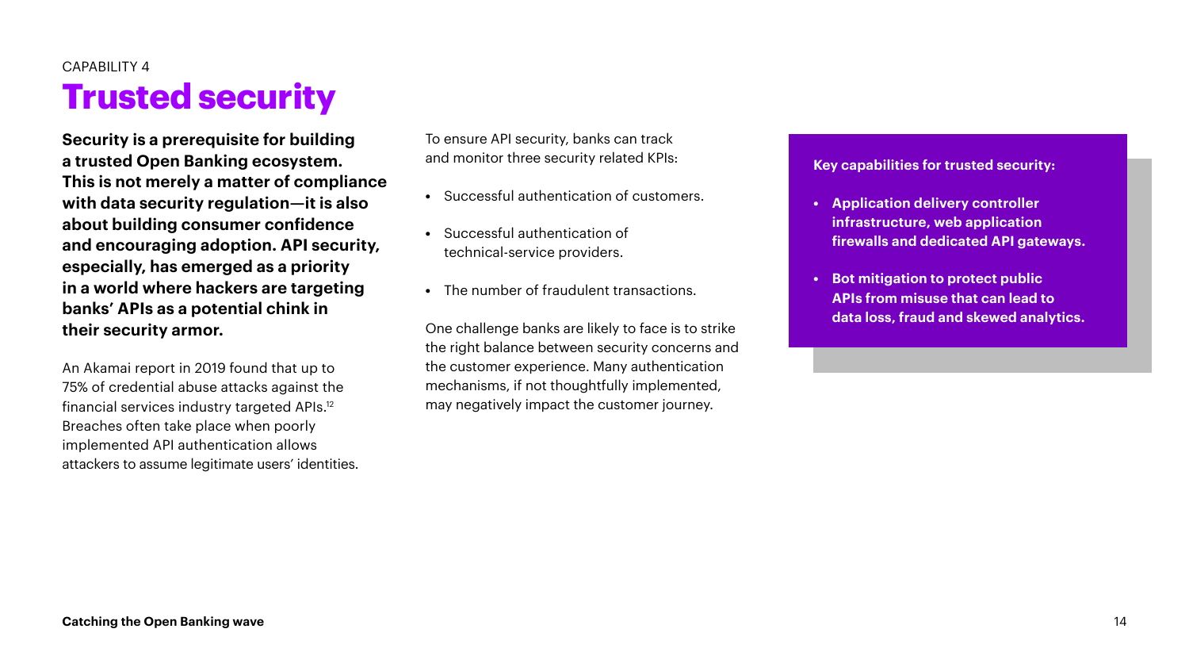CAPABILITY 4

# Trusted security

**Security is a prerequisite for building a trusted Open Banking ecosystem. This is not merely a matter of compliance with data security regulation—it is also about building consumer confidence and encouraging adoption. API security, especially, has emerged as a priority in a world where hackers are targeting banks' APIs as a potential chink in their security armor.**

An Akamai report in 2019 found that up to 75% of credential abuse attacks against the financial services industry targeted APIs.[12] Breaches often take place when poorly implemented API authentication allows attackers to assume legitimate users' identities.

To ensure API security, banks can track and monitor three security related KPIs:

- Successful authentication of customers.
- Successful authentication of technical-service providers.
- The number of fraudulent transactions.

One challenge banks are likely to face is to strike the right balance between security concerns and the customer experience. Many authentication mechanisms, if not thoughtfully implemented, may negatively impact the customer journey.

**Key capabilities for trusted security:**

- **Application delivery controller infrastructure, web application firewalls and dedicated API gateways.**
- **Bot mitigation to protect public APIs from misuse that can lead to data loss, fraud and skewed analytics.**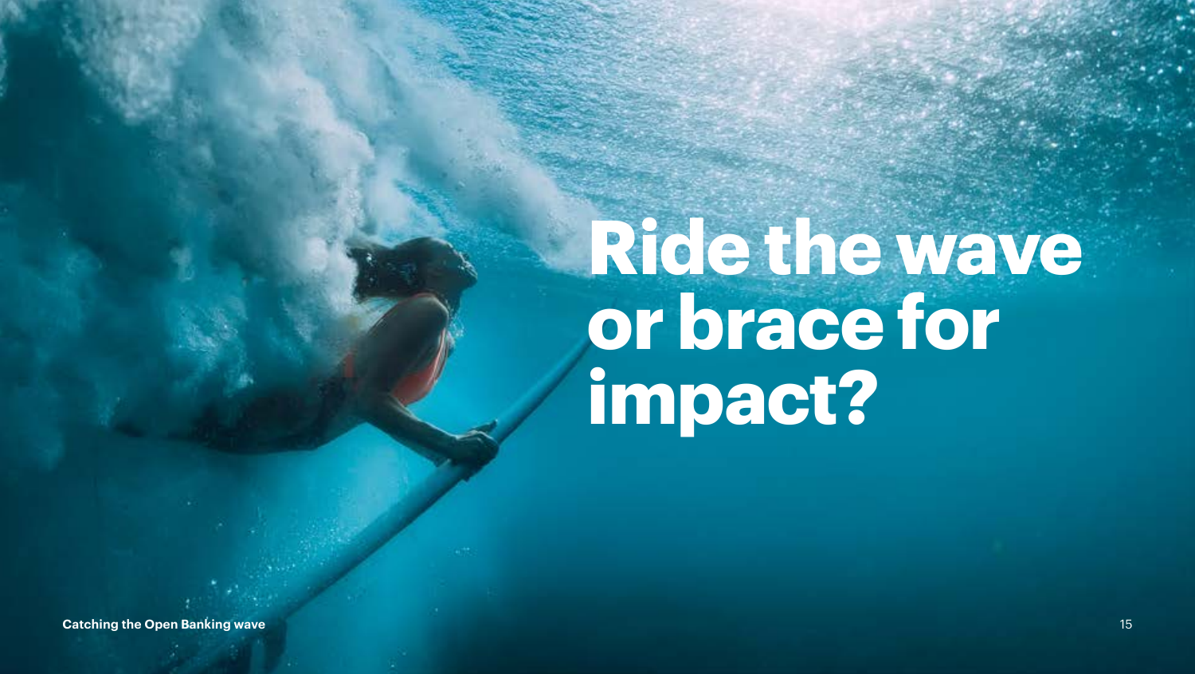# Ride the wave or brace for impact?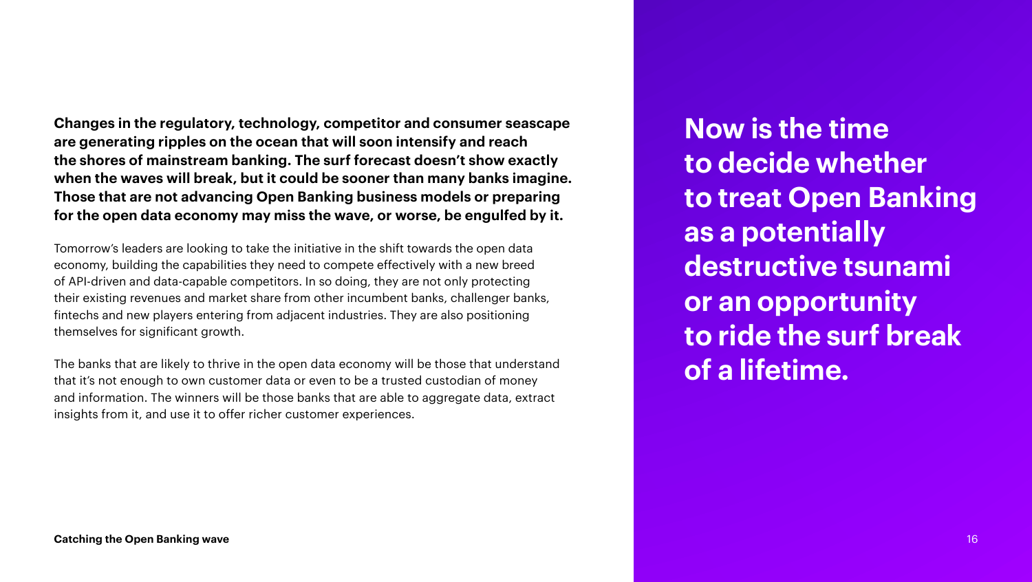**Changes in the regulatory, technology, competitor and consumer seascape are generating ripples on the ocean that will soon intensify and reach the shores of mainstream banking. The surf forecast doesn't show exactly when the waves will break, but it could be sooner than many banks imagine. Those that are not advancing Open Banking business models or preparing for the open data economy may miss the wave, or worse, be engulfed by it.**

Tomorrow's leaders are looking to take the initiative in the shift towards the open data economy, building the capabilities they need to compete effectively with a new breed of API-driven and data-capable competitors. In so doing, they are not only protecting their existing revenues and market share from other incumbent banks, challenger banks, fintechs and new players entering from adjacent industries. They are also positioning themselves for significant growth.

The banks that are likely to thrive in the open data economy will be those that understand that it's not enough to own customer data or even to be a trusted custodian of money and information. The winners will be those banks that are able to aggregate data, extract insights from it, and use it to offer richer customer experiences.

## Now is the time to decide whether to treat Open Banking as a potentially destructive tsunami or an opportunity to ride the surf break of a lifetime.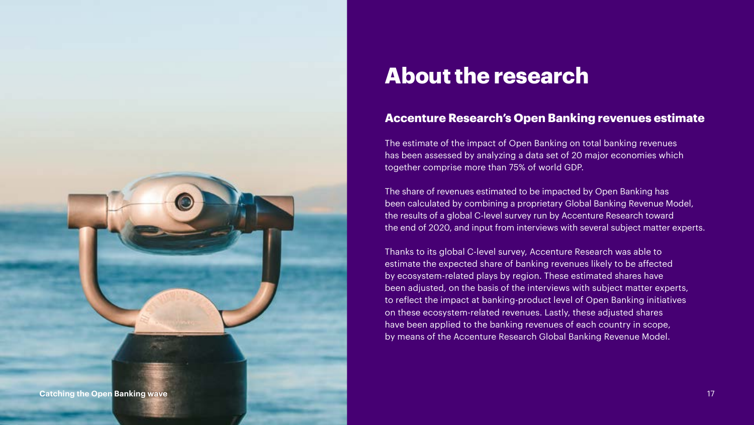# About the research

## Accenture Research's Open Banking revenues estimate

The estimate of the impact of Open Banking on total banking revenues has been assessed by analyzing a data set of 20 major economies which together comprise more than 75% of world GDP.

The share of revenues estimated to be impacted by Open Banking has been calculated by combining a proprietary Global Banking Revenue Model, the results of a global C-level survey run by Accenture Research toward the end of 2020, and input from interviews with several subject matter experts.

Thanks to its global C-level survey, Accenture Research was able to estimate the expected share of banking revenues likely to be affected by ecosystem-related plays by region. These estimated shares have been adjusted, on the basis of the interviews with subject matter experts, to reflect the impact at banking-product level of Open Banking initiatives on these ecosystem-related revenues. Lastly, these adjusted shares have been applied to the banking revenues of each country in scope, by means of the Accenture Research Global Banking Revenue Model.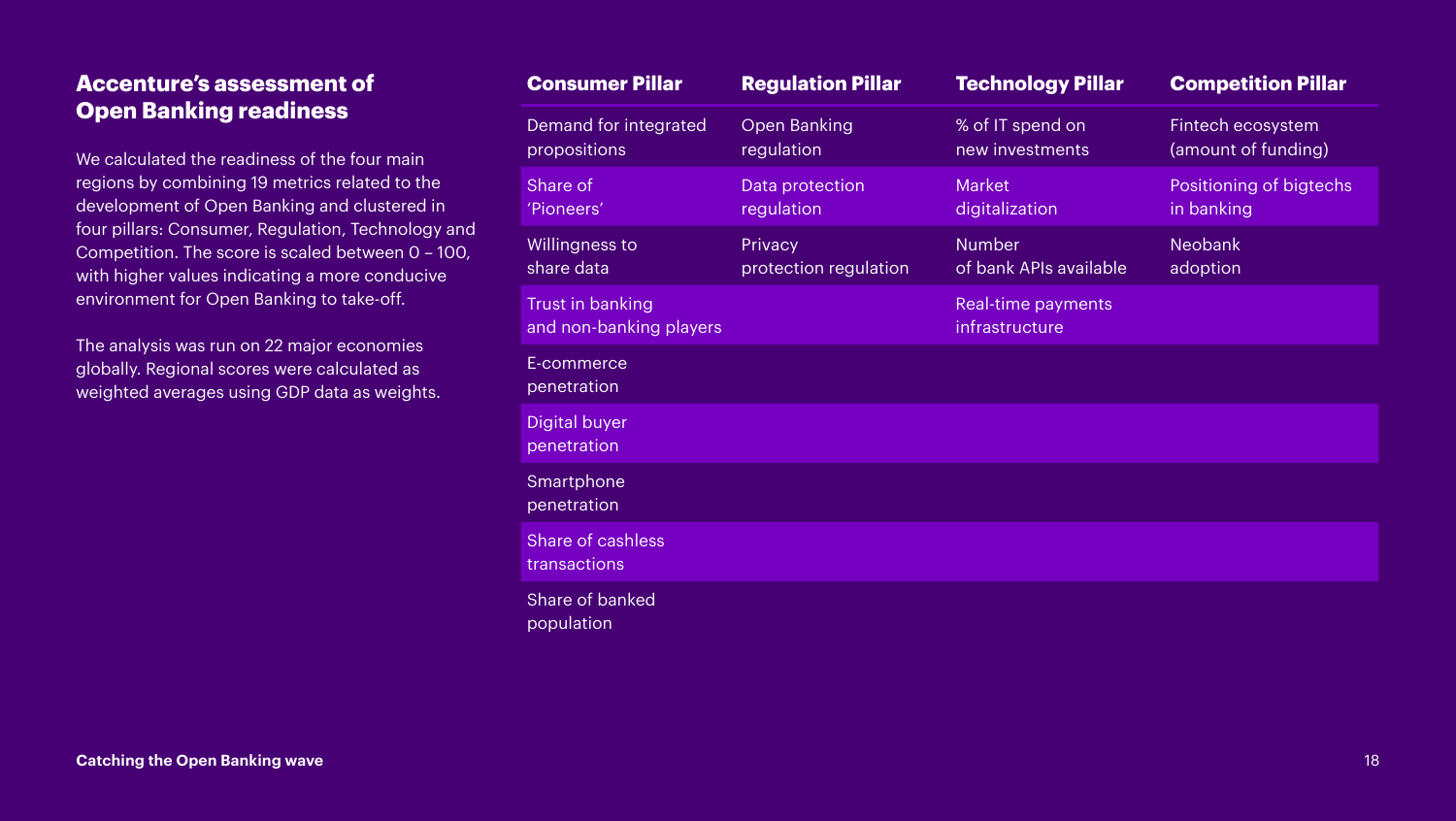## Accenture's assessment of Open Banking readiness

We calculated the readiness of the four main regions by combining 19 metrics related to the development of Open Banking and clustered in four pillars: Consumer, Regulation, Technology and Competition. The score is scaled between 0 – 100, with higher values indicating a more conducive environment for Open Banking to take-off.

The analysis was run on 22 major economies globally. Regional scores were calculated as weighted averages using GDP data as weights.

| Consumer Pillar | Regulation Pillar | Technology Pillar | Competition Pillar |
| --- | --- | --- | --- |
| Demand for integrated propositions | Open Banking regulation | % of IT spend on new investments | Fintech ecosystem (amount of funding) |
| Share of 'Pioneers' | Data protection regulation | Market digitalization | Positioning of bigtechs in banking |
| Willingness to share data | Privacy protection regulation | Number of bank APIs available | Neobank adoption |
| Trust in banking and non-banking players | | Real-time payments infrastructure | |
| E-commerce penetration | | | |
| Digital buyer penetration | | | |
| Smartphone penetration | | | |
| Share of cashless transactions | | | |
| Share of banked population | | | |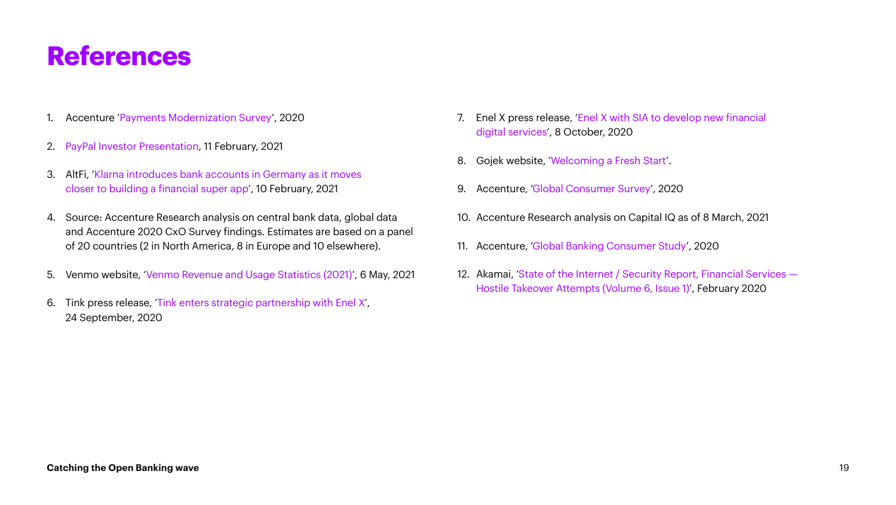# References

1. Accenture 'Payments Modernization Survey', 2020
2. PayPal Investor Presentation, 11 February, 2021
3. AltFi, 'Klarna introduces bank accounts in Germany as it moves closer to building a financial super app', 10 February, 2021
4. Source: Accenture Research analysis on central bank data, global data and Accenture 2020 CxO Survey findings. Estimates are based on a panel of 20 countries (2 in North America, 8 in Europe and 10 elsewhere).
5. Venmo website, 'Venmo Revenue and Usage Statistics (2021)', 6 May, 2021
6. Tink press release, 'Tink enters strategic partnership with Enel X', 24 September, 2020
7. Enel X press release, 'Enel X with SIA to develop new financial digital services', 8 October, 2020
8. Gojek website, 'Welcoming a Fresh Start'.
9. Accenture, 'Global Consumer Survey', 2020
10. Accenture Research analysis on Capital IQ as of 8 March, 2021
11. Accenture, 'Global Banking Consumer Study', 2020
12. Akamai, 'State of the Internet / Security Report, Financial Services — Hostile Takeover Attempts (Volume 6, Issue 1)', February 2020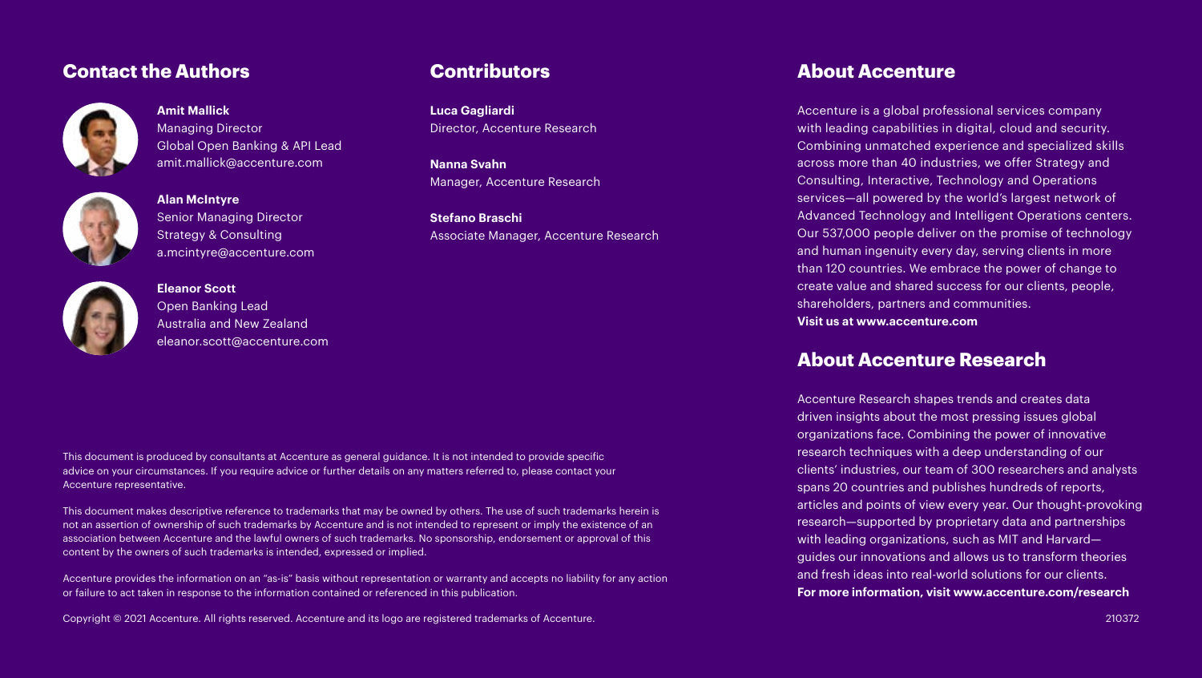## Contact the Authors

**Amit Mallick**
Managing Director
Global Open Banking & API Lead
amit.mallick@accenture.com

**Alan McIntyre**
Senior Managing Director
Strategy & Consulting
a.mcintyre@accenture.com

**Eleanor Scott**
Open Banking Lead
Australia and New Zealand
eleanor.scott@accenture.com

## Contributors

**Luca Gagliardi**
Director, Accenture Research

**Nanna Svahn**
Manager, Accenture Research

**Stefano Braschi**
Associate Manager, Accenture Research

## About Accenture

Accenture is a global professional services company with leading capabilities in digital, cloud and security. Combining unmatched experience and specialized skills across more than 40 industries, we offer Strategy and Consulting, Interactive, Technology and Operations services—all powered by the world's largest network of Advanced Technology and Intelligent Operations centers. Our 537,000 people deliver on the promise of technology and human ingenuity every day, serving clients in more than 120 countries. We embrace the power of change to create value and shared success for our clients, people, shareholders, partners and communities.
**Visit us at www.accenture.com**

## About Accenture Research

Accenture Research shapes trends and creates data driven insights about the most pressing issues global organizations face. Combining the power of innovative research techniques with a deep understanding of our clients' industries, our team of 300 researchers and analysts spans 20 countries and publishes hundreds of reports, articles and points of view every year. Our thought-provoking research—supported by proprietary data and partnerships with leading organizations, such as MIT and Harvard—guides our innovations and allows us to transform theories and fresh ideas into real-world solutions for our clients.
**For more information, visit www.accenture.com/research**

This document is produced by consultants at Accenture as general guidance. It is not intended to provide specific advice on your circumstances. If you require advice or further details on any matters referred to, please contact your Accenture representative.

This document makes descriptive reference to trademarks that may be owned by others. The use of such trademarks herein is not an assertion of ownership of such trademarks by Accenture and is not intended to represent or imply the existence of an association between Accenture and the lawful owners of such trademarks. No sponsorship, endorsement or approval of this content by the owners of such trademarks is intended, expressed or implied.

Accenture provides the information on an "as-is" basis without representation or warranty and accepts no liability for any action or failure to act taken in response to the information contained or referenced in this publication.

Copyright © 2021 Accenture. All rights reserved. Accenture and its logo are registered trademarks of Accenture.

210372